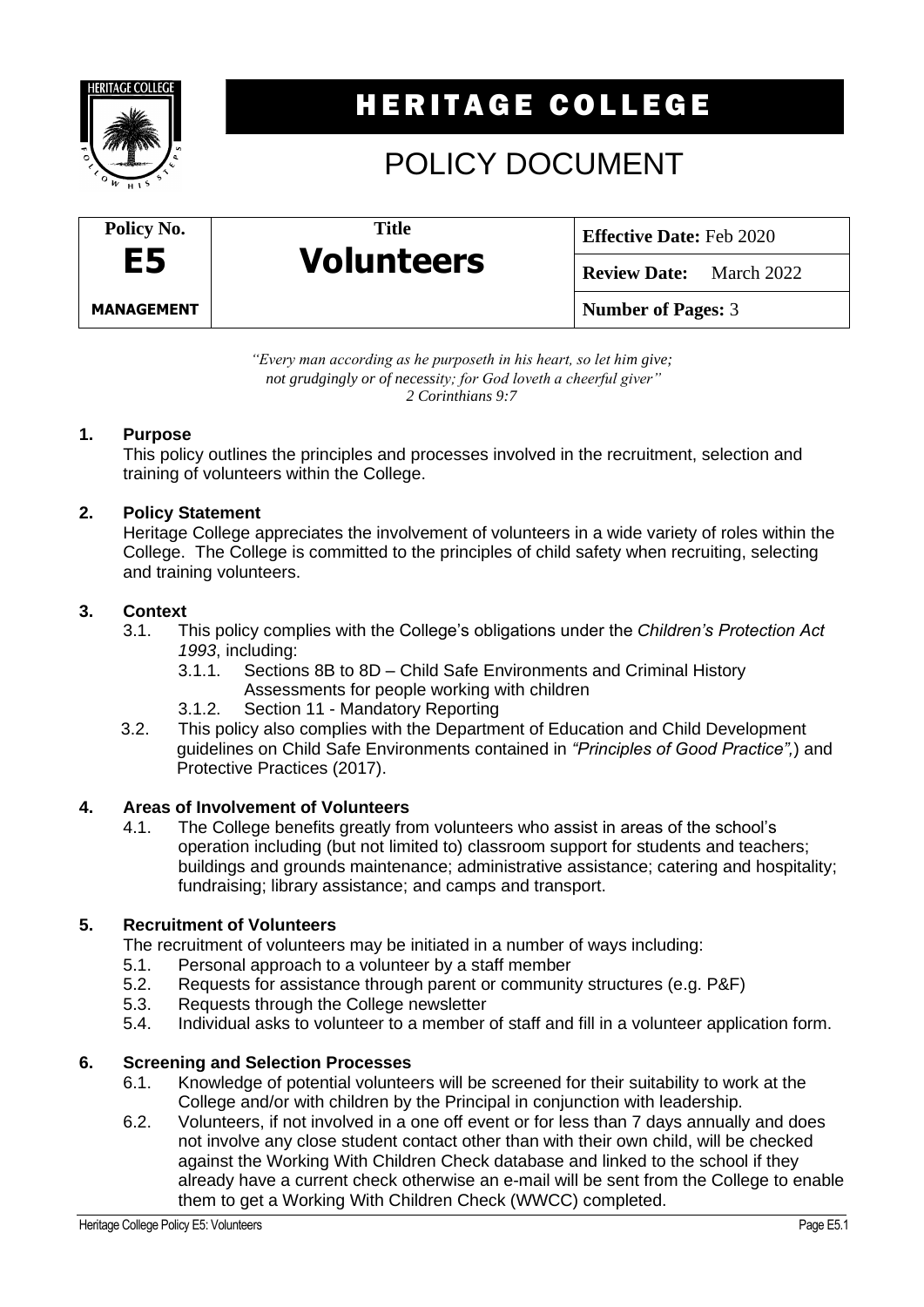# HERITAGE COLLEGE

# POLICY DOCUMENT

| Policy No. | Title | Effective Date: Feb 2020 |
| --- | --- | --- |
| **E5** | **Volunteers** | **Review Date:** March 2022 |
| **MANAGEMENT** | | **Number of Pages:** 3 |

*"Every man according as he purposeth in his heart, so let him give; not grudgingly or of necessity; for God loveth a cheerful giver"*
*2 Corinthians 9:7*

## 1. Purpose

This policy outlines the principles and processes involved in the recruitment, selection and training of volunteers within the College.

## 2. Policy Statement

Heritage College appreciates the involvement of volunteers in a wide variety of roles within the College. The College is committed to the principles of child safety when recruiting, selecting and training volunteers.

## 3. Context

3.1. This policy complies with the College's obligations under the *Children's Protection Act 1993*, including:

3.1.1. Sections 8B to 8D – Child Safe Environments and Criminal History Assessments for people working with children

3.1.2. Section 11 - Mandatory Reporting

3.2. This policy also complies with the Department of Education and Child Development guidelines on Child Safe Environments contained in *"Principles of Good Practice",*) and Protective Practices (2017).

## 4. Areas of Involvement of Volunteers

4.1. The College benefits greatly from volunteers who assist in areas of the school's operation including (but not limited to) classroom support for students and teachers; buildings and grounds maintenance; administrative assistance; catering and hospitality; fundraising; library assistance; and camps and transport.

## 5. Recruitment of Volunteers

The recruitment of volunteers may be initiated in a number of ways including:

5.1. Personal approach to a volunteer by a staff member

5.2. Requests for assistance through parent or community structures (e.g. P&F)

5.3. Requests through the College newsletter

5.4. Individual asks to volunteer to a member of staff and fill in a volunteer application form.

## 6. Screening and Selection Processes

6.1. Knowledge of potential volunteers will be screened for their suitability to work at the College and/or with children by the Principal in conjunction with leadership.

6.2. Volunteers, if not involved in a one off event or for less than 7 days annually and does not involve any close student contact other than with their own child, will be checked against the Working With Children Check database and linked to the school if they already have a current check otherwise an e-mail will be sent from the College to enable them to get a Working With Children Check (WWCC) completed.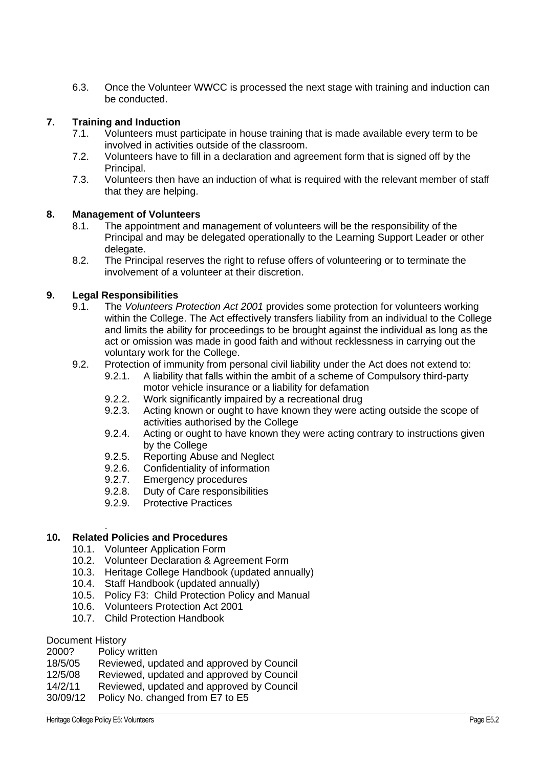6.3. Once the Volunteer WWCC is processed the next stage with training and induction can be conducted.

## 7. Training and Induction

7.1. Volunteers must participate in house training that is made available every term to be involved in activities outside of the classroom.

7.2. Volunteers have to fill in a declaration and agreement form that is signed off by the Principal.

7.3. Volunteers then have an induction of what is required with the relevant member of staff that they are helping.

## 8. Management of Volunteers

8.1. The appointment and management of volunteers will be the responsibility of the Principal and may be delegated operationally to the Learning Support Leader or other delegate.

8.2. The Principal reserves the right to refuse offers of volunteering or to terminate the involvement of a volunteer at their discretion.

## 9. Legal Responsibilities

9.1. The *Volunteers Protection Act 2001* provides some protection for volunteers working within the College. The Act effectively transfers liability from an individual to the College and limits the ability for proceedings to be brought against the individual as long as the act or omission was made in good faith and without recklessness in carrying out the voluntary work for the College.

9.2. Protection of immunity from personal civil liability under the Act does not extend to:

- 9.2.1. A liability that falls within the ambit of a scheme of Compulsory third-party motor vehicle insurance or a liability for defamation
- 9.2.2. Work significantly impaired by a recreational drug
- 9.2.3. Acting known or ought to have known they were acting outside the scope of activities authorised by the College
- 9.2.4. Acting or ought to have known they were acting contrary to instructions given by the College
- 9.2.5. Reporting Abuse and Neglect
- 9.2.6. Confidentiality of information
- 9.2.7. Emergency procedures
- 9.2.8. Duty of Care responsibilities
- 9.2.9. Protective Practices

.

## 10. Related Policies and Procedures

10.1. Volunteer Application Form
10.2. Volunteer Declaration & Agreement Form
10.3. Heritage College Handbook (updated annually)
10.4. Staff Handbook (updated annually)
10.5. Policy F3: Child Protection Policy and Manual
10.6. Volunteers Protection Act 2001
10.7. Child Protection Handbook

Document History

| | |
|---|---|
| 2000? | Policy written |
| 18/5/05 | Reviewed, updated and approved by Council |
| 12/5/08 | Reviewed, updated and approved by Council |
| 14/2/11 | Reviewed, updated and approved by Council |
| 30/09/12 | Policy No. changed from E7 to E5 |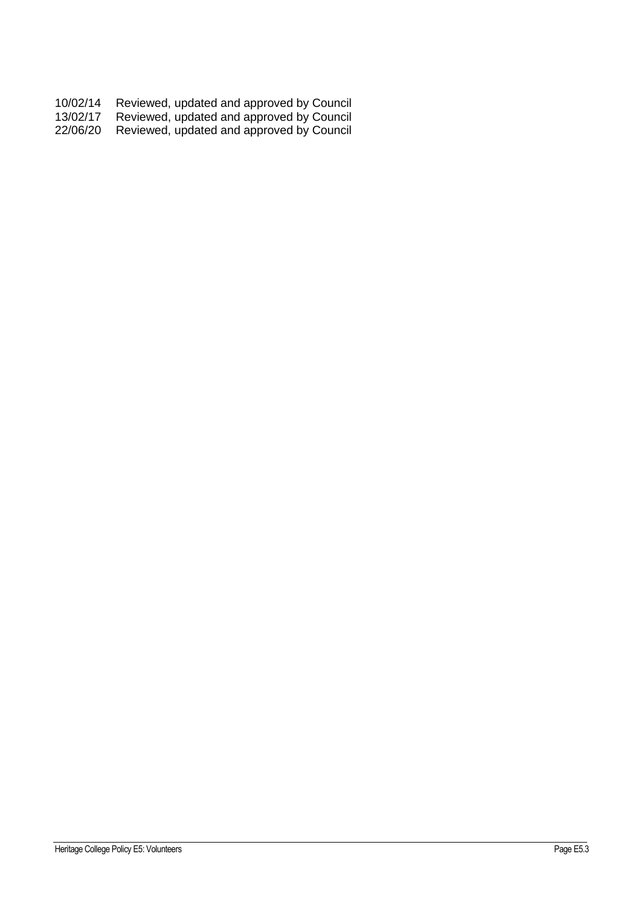10/02/14 Reviewed, updated and approved by Council
13/02/17 Reviewed, updated and approved by Council
22/06/20 Reviewed, updated and approved by Council